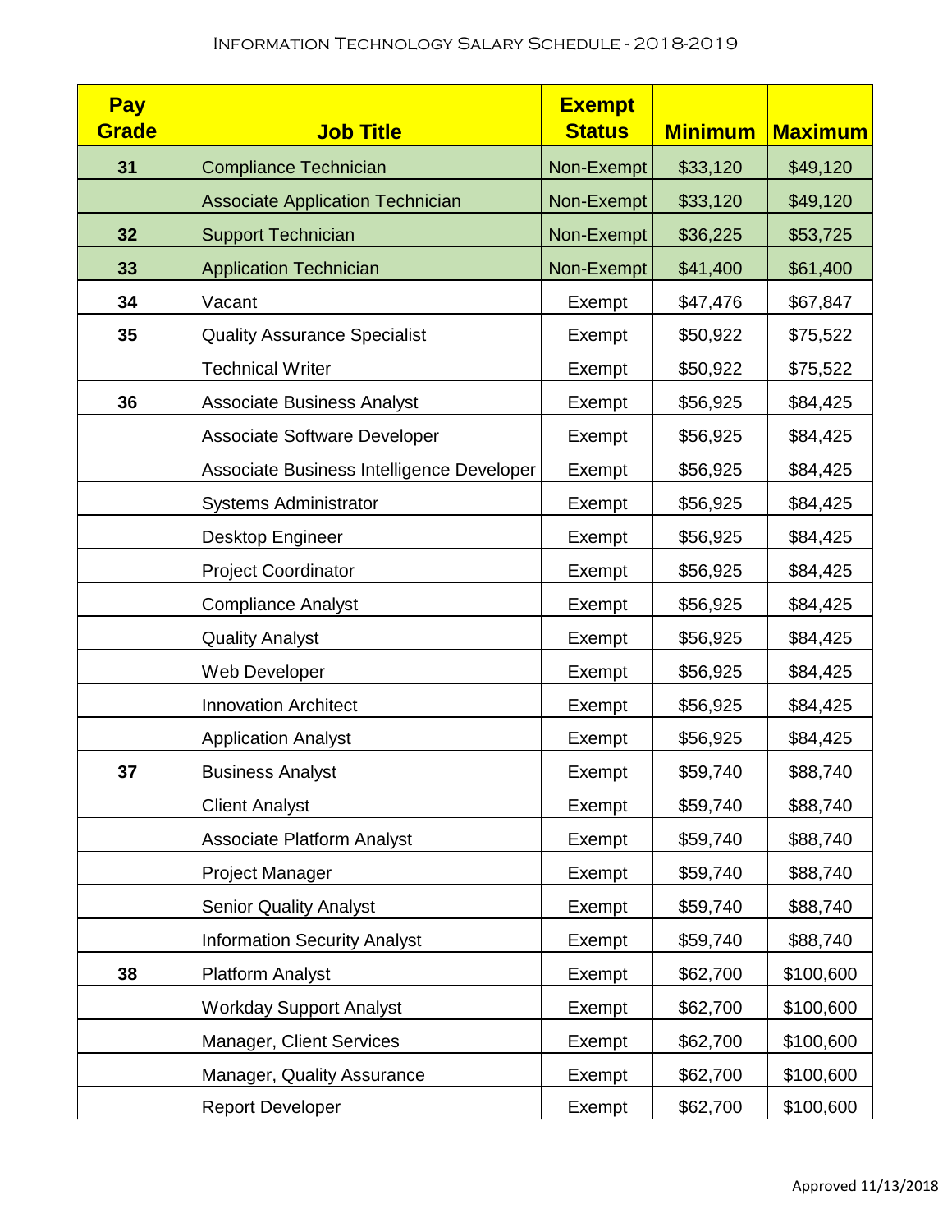# Information Technology Salary Schedule - 2018-2019

| Pay Grade | Job Title | Exempt Status | Minimum | Maximum |
|---|---|---|---|---|
| 31 | Compliance Technician | Non-Exempt | $33,120 | $49,120 |
| | Associate Application Technician | Non-Exempt | $33,120 | $49,120 |
| 32 | Support Technician | Non-Exempt | $36,225 | $53,725 |
| 33 | Application Technician | Non-Exempt | $41,400 | $61,400 |
| 34 | Vacant | Exempt | $47,476 | $67,847 |
| 35 | Quality Assurance Specialist | Exempt | $50,922 | $75,522 |
| | Technical Writer | Exempt | $50,922 | $75,522 |
| 36 | Associate Business Analyst | Exempt | $56,925 | $84,425 |
| | Associate Software Developer | Exempt | $56,925 | $84,425 |
| | Associate Business Intelligence Developer | Exempt | $56,925 | $84,425 |
| | Systems Administrator | Exempt | $56,925 | $84,425 |
| | Desktop Engineer | Exempt | $56,925 | $84,425 |
| | Project Coordinator | Exempt | $56,925 | $84,425 |
| | Compliance Analyst | Exempt | $56,925 | $84,425 |
| | Quality Analyst | Exempt | $56,925 | $84,425 |
| | Web Developer | Exempt | $56,925 | $84,425 |
| | Innovation Architect | Exempt | $56,925 | $84,425 |
| | Application Analyst | Exempt | $56,925 | $84,425 |
| 37 | Business Analyst | Exempt | $59,740 | $88,740 |
| | Client Analyst | Exempt | $59,740 | $88,740 |
| | Associate Platform Analyst | Exempt | $59,740 | $88,740 |
| | Project Manager | Exempt | $59,740 | $88,740 |
| | Senior Quality Analyst | Exempt | $59,740 | $88,740 |
| | Information Security Analyst | Exempt | $59,740 | $88,740 |
| 38 | Platform Analyst | Exempt | $62,700 | $100,600 |
| | Workday Support Analyst | Exempt | $62,700 | $100,600 |
| | Manager, Client Services | Exempt | $62,700 | $100,600 |
| | Manager, Quality Assurance | Exempt | $62,700 | $100,600 |
| | Report Developer | Exempt | $62,700 | $100,600 |

Approved 11/13/2018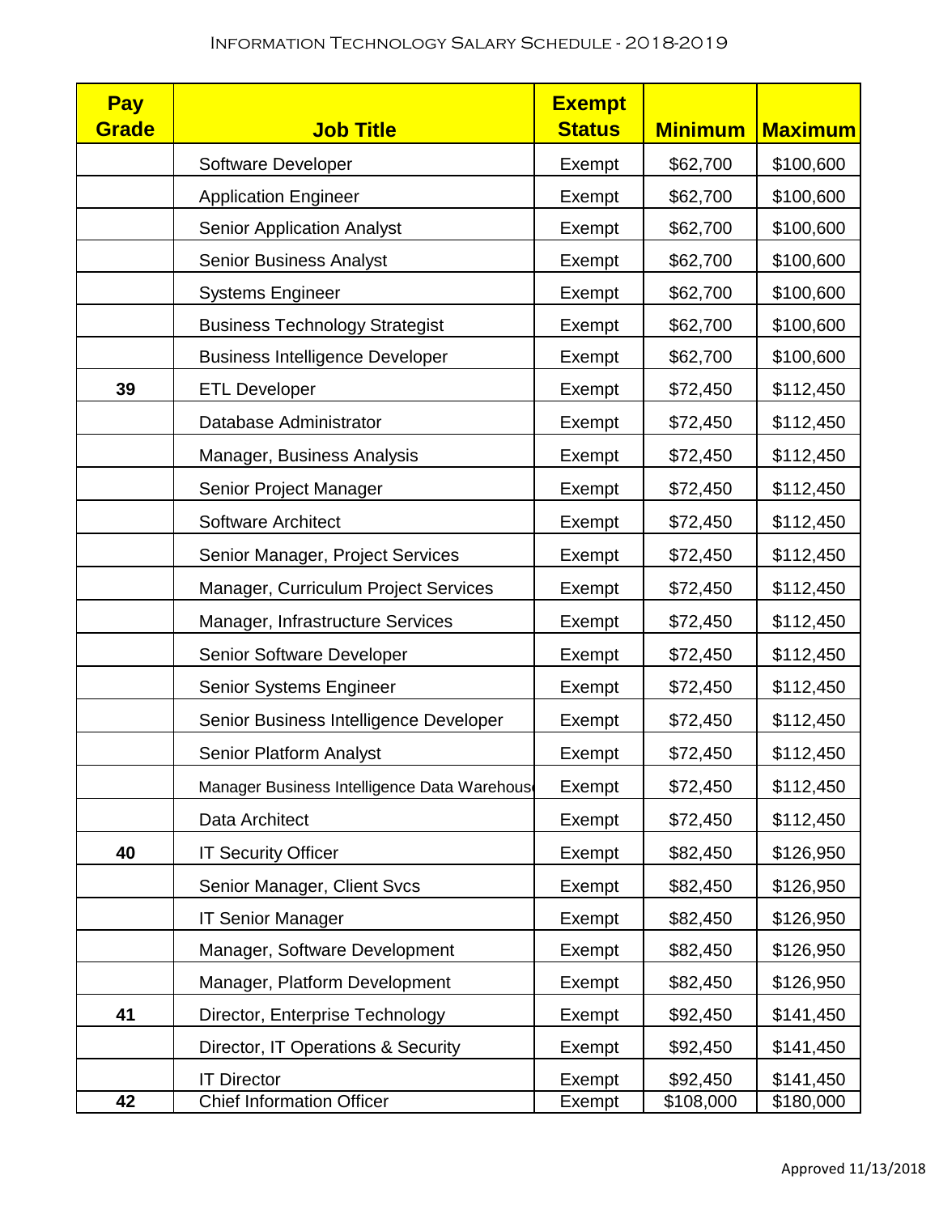| Pay Grade | Job Title | Exempt Status | Minimum | Maximum |
|---|---|---|---|---|
| | Software Developer | Exempt | $62,700 | $100,600 |
| | Application Engineer | Exempt | $62,700 | $100,600 |
| | Senior Application Analyst | Exempt | $62,700 | $100,600 |
| | Senior Business Analyst | Exempt | $62,700 | $100,600 |
| | Systems Engineer | Exempt | $62,700 | $100,600 |
| | Business Technology Strategist | Exempt | $62,700 | $100,600 |
| | Business Intelligence Developer | Exempt | $62,700 | $100,600 |
| 39 | ETL Developer | Exempt | $72,450 | $112,450 |
| | Database Administrator | Exempt | $72,450 | $112,450 |
| | Manager, Business Analysis | Exempt | $72,450 | $112,450 |
| | Senior Project Manager | Exempt | $72,450 | $112,450 |
| | Software Architect | Exempt | $72,450 | $112,450 |
| | Senior Manager, Project Services | Exempt | $72,450 | $112,450 |
| | Manager, Curriculum Project Services | Exempt | $72,450 | $112,450 |
| | Manager, Infrastructure Services | Exempt | $72,450 | $112,450 |
| | Senior Software Developer | Exempt | $72,450 | $112,450 |
| | Senior Systems Engineer | Exempt | $72,450 | $112,450 |
| | Senior Business Intelligence Developer | Exempt | $72,450 | $112,450 |
| | Senior Platform Analyst | Exempt | $72,450 | $112,450 |
| | Manager Business Intelligence Data Warehous | Exempt | $72,450 | $112,450 |
| | Data Architect | Exempt | $72,450 | $112,450 |
| 40 | IT Security Officer | Exempt | $82,450 | $126,950 |
| | Senior Manager, Client Svcs | Exempt | $82,450 | $126,950 |
| | IT Senior Manager | Exempt | $82,450 | $126,950 |
| | Manager, Software Development | Exempt | $82,450 | $126,950 |
| | Manager, Platform Development | Exempt | $82,450 | $126,950 |
| 41 | Director, Enterprise Technology | Exempt | $92,450 | $141,450 |
| | Director, IT Operations & Security | Exempt | $92,450 | $141,450 |
| | IT Director | Exempt | $92,450 | $141,450 |
| 42 | Chief Information Officer | Exempt | $108,000 | $180,000 |

Approved 11/13/2018